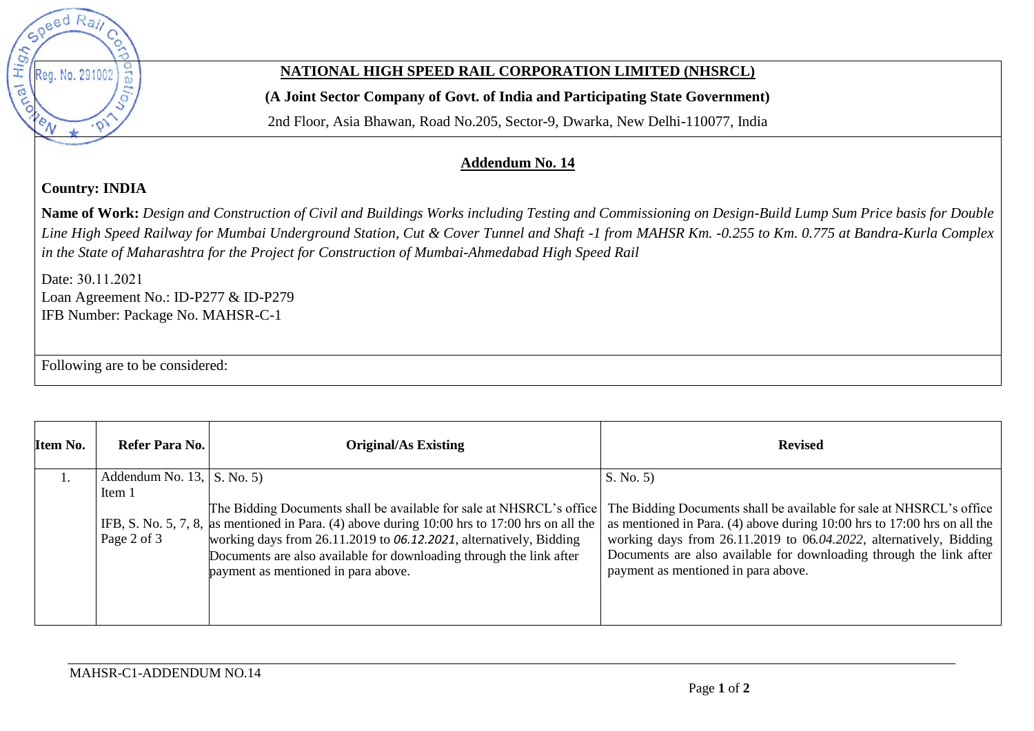**NATIONAL HIGH SPEED RAIL CORPORATION LIMITED (NHSRCL)**

**(A Joint Sector Company of Govt. of India and Participating State Government)**

2nd Floor, Asia Bhawan, Road No.205, Sector-9, Dwarka, New Delhi-110077, India

## Addendum No. 14

**Country: INDIA**

**Name of Work:** *Design and Construction of Civil and Buildings Works including Testing and Commissioning on Design-Build Lump Sum Price basis for Double Line High Speed Railway for Mumbai Underground Station, Cut & Cover Tunnel and Shaft -1 from MAHSR Km. -0.255 to Km. 0.775 at Bandra-Kurla Complex in the State of Maharashtra for the Project for Construction of Mumbai-Ahmedabad High Speed Rail*

Date: 30.11.2021
Loan Agreement No.: ID-P277 & ID-P279
IFB Number: Package No. MAHSR-C-1

Following are to be considered:

| Item No. | Refer Para No. | Original/As Existing | Revised |
|---|---|---|---|
| 1. | Addendum No. 13, Item 1<br><br>IFB, S. No. 5, 7, 8, Page 2 of 3 | S. No. 5)<br><br>The Bidding Documents shall be available for sale at NHSRCL's office as mentioned in Para. (4) above during 10:00 hrs to 17:00 hrs on all the working days from 26.11.2019 to *06.12.2021*, alternatively, Bidding Documents are also available for downloading through the link after payment as mentioned in para above. | S. No. 5)<br><br>The Bidding Documents shall be available for sale at NHSRCL's office as mentioned in Para. (4) above during 10:00 hrs to 17:00 hrs on all the working days from 26.11.2019 to 06*.04.2022*, alternatively, Bidding Documents are also available for downloading through the link after payment as mentioned in para above. |

MAHSR-C1-ADDENDUM NO.14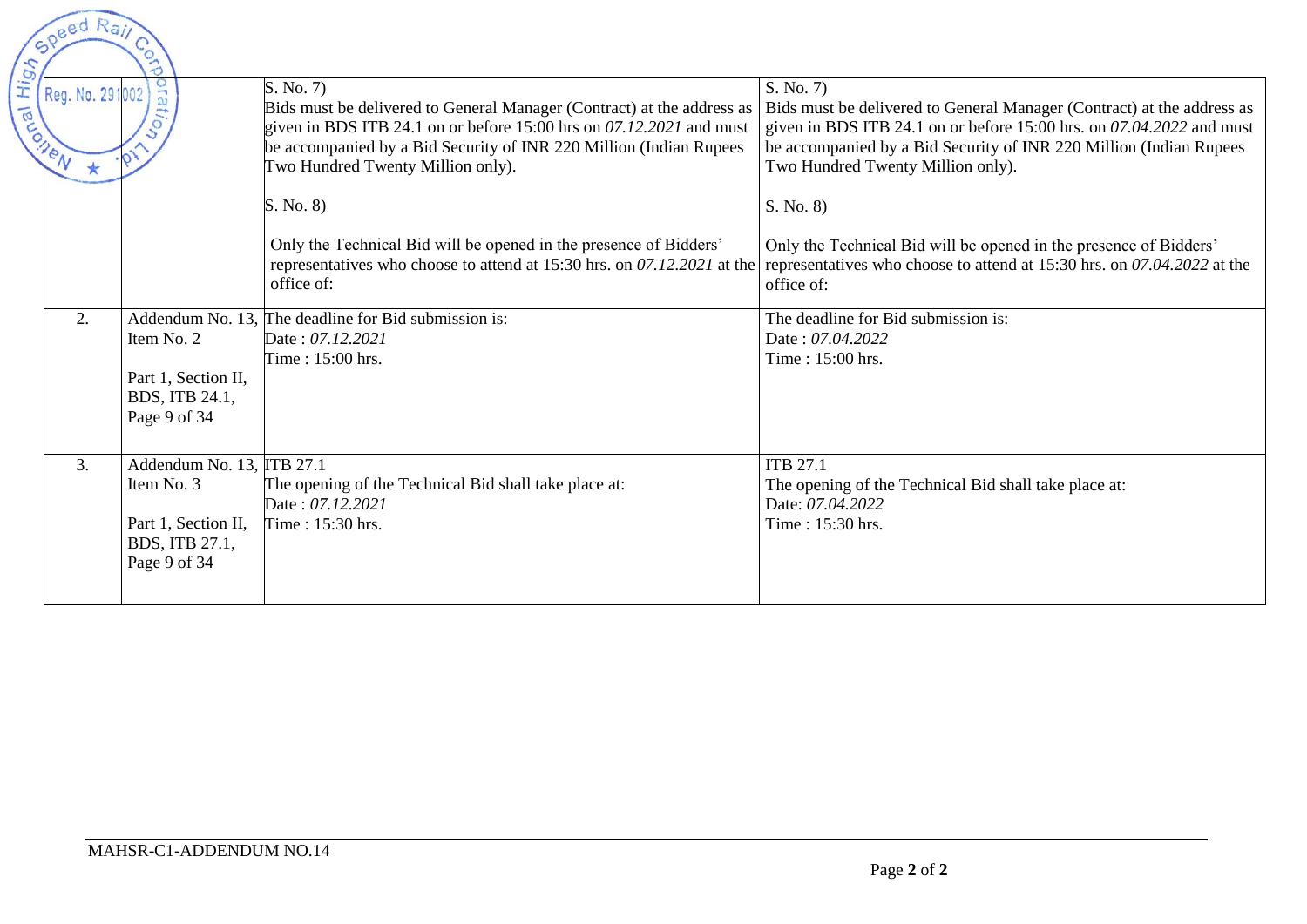| | | | |
|---|---|---|---|
| | | S. No. 7)<br>Bids must be delivered to General Manager (Contract) at the address as given in BDS ITB 24.1 on or before 15:00 hrs on *07.12.2021* and must be accompanied by a Bid Security of INR 220 Million (Indian Rupees Two Hundred Twenty Million only).<br><br>S. No. 8)<br><br>Only the Technical Bid will be opened in the presence of Bidders' representatives who choose to attend at 15:30 hrs. on *07.12.2021* at the office of: | S. No. 7)<br>Bids must be delivered to General Manager (Contract) at the address as given in BDS ITB 24.1 on or before 15:00 hrs. on *07.04.2022* and must be accompanied by a Bid Security of INR 220 Million (Indian Rupees Two Hundred Twenty Million only).<br><br>S. No. 8)<br><br>Only the Technical Bid will be opened in the presence of Bidders' representatives who choose to attend at 15:30 hrs. on *07.04.2022* at the office of: |
| 2. | Addendum No. 13, Item No. 2<br><br>Part 1, Section II, BDS, ITB 24.1, Page 9 of 34 | The deadline for Bid submission is:<br>Date : *07.12.2021*<br>Time : 15:00 hrs. | The deadline for Bid submission is:<br>Date : *07.04.2022*<br>Time : 15:00 hrs. |
| 3. | Addendum No. 13, Item No. 3<br><br>Part 1, Section II, BDS, ITB 27.1, Page 9 of 34 | ITB 27.1<br>The opening of the Technical Bid shall take place at:<br>Date : *07.12.2021*<br>Time : 15:30 hrs. | ITB 27.1<br>The opening of the Technical Bid shall take place at:<br>Date: *07.04.2022*<br>Time : 15:30 hrs. |

MAHSR-C1-ADDENDUM NO.14